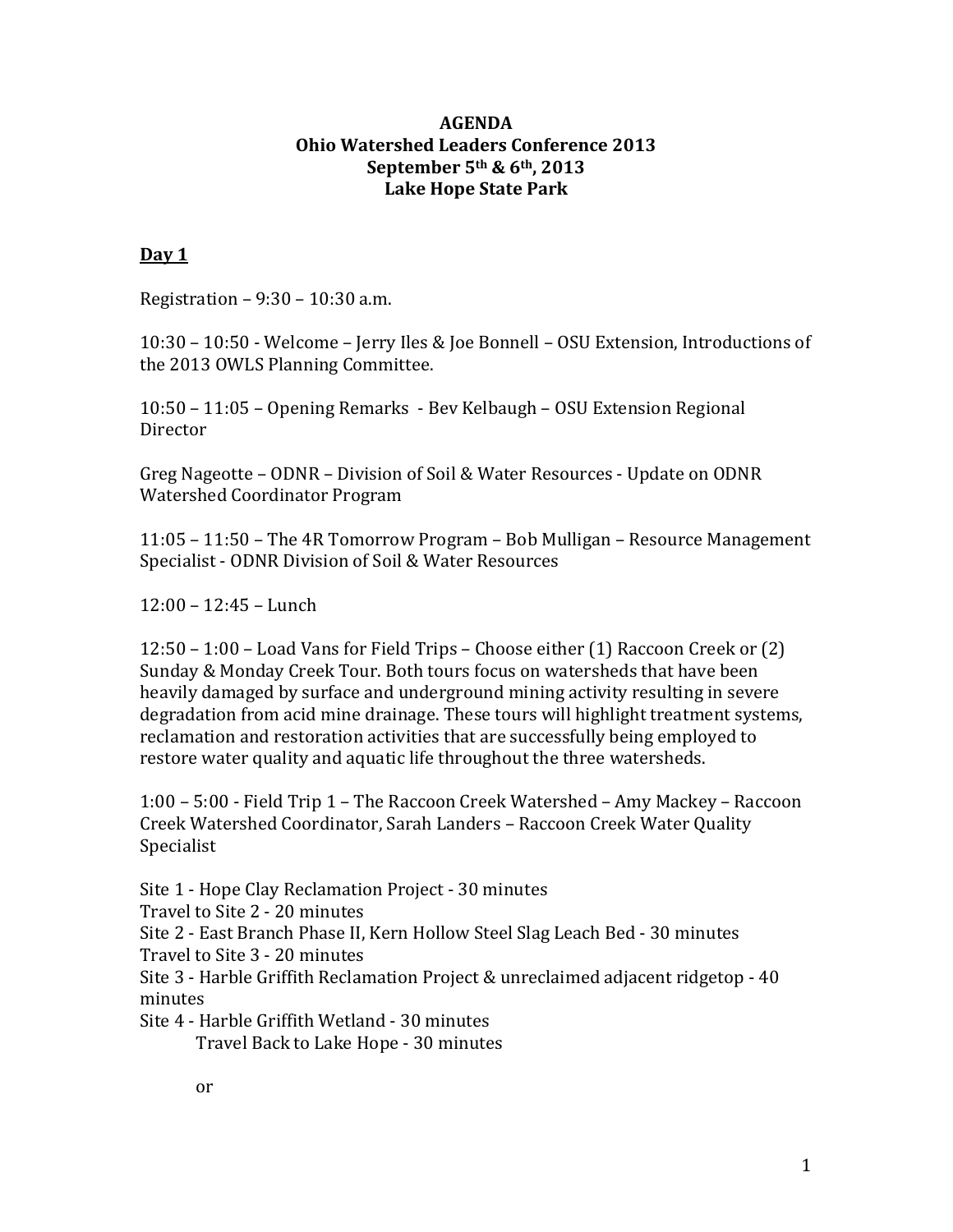**AGENDA**
**Ohio Watershed Leaders Conference 2013**
**September 5th & 6th, 2013**
**Lake Hope State Park**

## Day 1

Registration – 9:30 – 10:30 a.m.

10:30 – 10:50 - Welcome – Jerry Iles & Joe Bonnell – OSU Extension, Introductions of the 2013 OWLS Planning Committee.

10:50 – 11:05 – Opening Remarks - Bev Kelbaugh – OSU Extension Regional Director

Greg Nageotte – ODNR – Division of Soil & Water Resources - Update on ODNR Watershed Coordinator Program

11:05 – 11:50 – The 4R Tomorrow Program – Bob Mulligan – Resource Management Specialist - ODNR Division of Soil & Water Resources

12:00 – 12:45 – Lunch

12:50 – 1:00 – Load Vans for Field Trips – Choose either (1) Raccoon Creek or (2) Sunday & Monday Creek Tour. Both tours focus on watersheds that have been heavily damaged by surface and underground mining activity resulting in severe degradation from acid mine drainage. These tours will highlight treatment systems, reclamation and restoration activities that are successfully being employed to restore water quality and aquatic life throughout the three watersheds.

1:00 – 5:00 - Field Trip 1 – The Raccoon Creek Watershed – Amy Mackey – Raccoon Creek Watershed Coordinator, Sarah Landers – Raccoon Creek Water Quality Specialist

Site 1 - Hope Clay Reclamation Project - 30 minutes
Travel to Site 2 - 20 minutes
Site 2 - East Branch Phase II, Kern Hollow Steel Slag Leach Bed - 30 minutes
Travel to Site 3 - 20 minutes
Site 3 - Harble Griffith Reclamation Project & unreclaimed adjacent ridgetop - 40 minutes
Site 4 - Harble Griffith Wetland - 30 minutes
Travel Back to Lake Hope - 30 minutes

or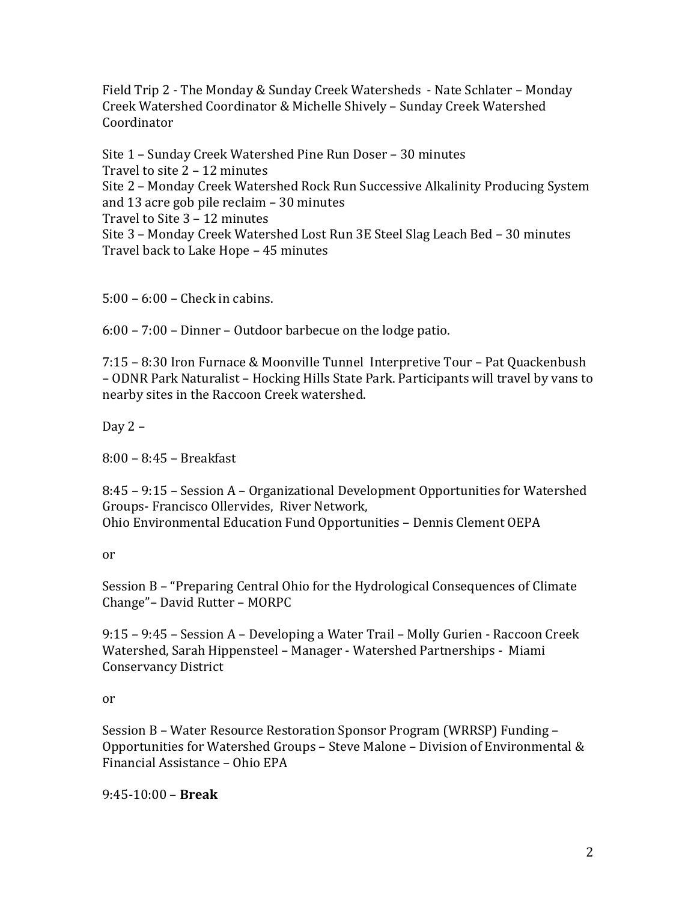Field Trip 2 - The Monday & Sunday Creek Watersheds - Nate Schlater – Monday Creek Watershed Coordinator & Michelle Shively – Sunday Creek Watershed Coordinator

Site 1 – Sunday Creek Watershed Pine Run Doser – 30 minutes
Travel to site 2 – 12 minutes
Site 2 – Monday Creek Watershed Rock Run Successive Alkalinity Producing System and 13 acre gob pile reclaim – 30 minutes
Travel to Site 3 – 12 minutes
Site 3 – Monday Creek Watershed Lost Run 3E Steel Slag Leach Bed – 30 minutes
Travel back to Lake Hope – 45 minutes

5:00 – 6:00 – Check in cabins.

6:00 – 7:00 – Dinner – Outdoor barbecue on the lodge patio.

7:15 – 8:30 Iron Furnace & Moonville Tunnel Interpretive Tour – Pat Quackenbush – ODNR Park Naturalist – Hocking Hills State Park. Participants will travel by vans to nearby sites in the Raccoon Creek watershed.

Day 2 –

8:00 – 8:45 – Breakfast

8:45 – 9:15 – Session A – Organizational Development Opportunities for Watershed Groups- Francisco Ollervides, River Network,
Ohio Environmental Education Fund Opportunities – Dennis Clement OEPA

or

Session B – "Preparing Central Ohio for the Hydrological Consequences of Climate Change"– David Rutter – MORPC

9:15 – 9:45 – Session A – Developing a Water Trail – Molly Gurien - Raccoon Creek Watershed, Sarah Hippensteel – Manager - Watershed Partnerships - Miami Conservancy District

or

Session B – Water Resource Restoration Sponsor Program (WRRSP) Funding – Opportunities for Watershed Groups – Steve Malone – Division of Environmental & Financial Assistance – Ohio EPA

9:45-10:00 – **Break**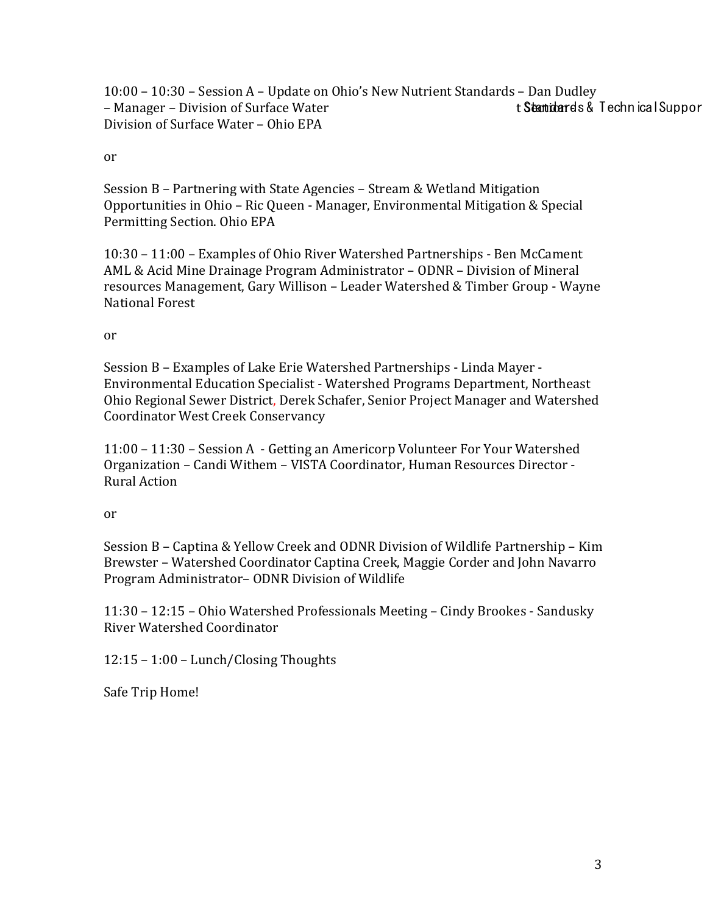10:00 – 10:30 – Session A – Update on Ohio's New Nutrient Standards – Dan Dudley – Manager – Division of Surface Water Standards & Technical Support Division of Surface Water – Ohio EPA

or

Session B – Partnering with State Agencies – Stream & Wetland Mitigation Opportunities in Ohio – Ric Queen - Manager, Environmental Mitigation & Special Permitting Section. Ohio EPA

10:30 – 11:00 – Examples of Ohio River Watershed Partnerships - Ben McCament AML & Acid Mine Drainage Program Administrator – ODNR – Division of Mineral resources Management, Gary Willison – Leader Watershed & Timber Group - Wayne National Forest

or

Session B – Examples of Lake Erie Watershed Partnerships - Linda Mayer - Environmental Education Specialist - Watershed Programs Department, Northeast Ohio Regional Sewer District, Derek Schafer, Senior Project Manager and Watershed Coordinator West Creek Conservancy

11:00 – 11:30 – Session A - Getting an Americorp Volunteer For Your Watershed Organization – Candi Withem – VISTA Coordinator, Human Resources Director - Rural Action

or

Session B – Captina & Yellow Creek and ODNR Division of Wildlife Partnership – Kim Brewster – Watershed Coordinator Captina Creek, Maggie Corder and John Navarro Program Administrator– ODNR Division of Wildlife

11:30 – 12:15 – Ohio Watershed Professionals Meeting – Cindy Brookes - Sandusky River Watershed Coordinator

12:15 – 1:00 – Lunch/Closing Thoughts

Safe Trip Home!